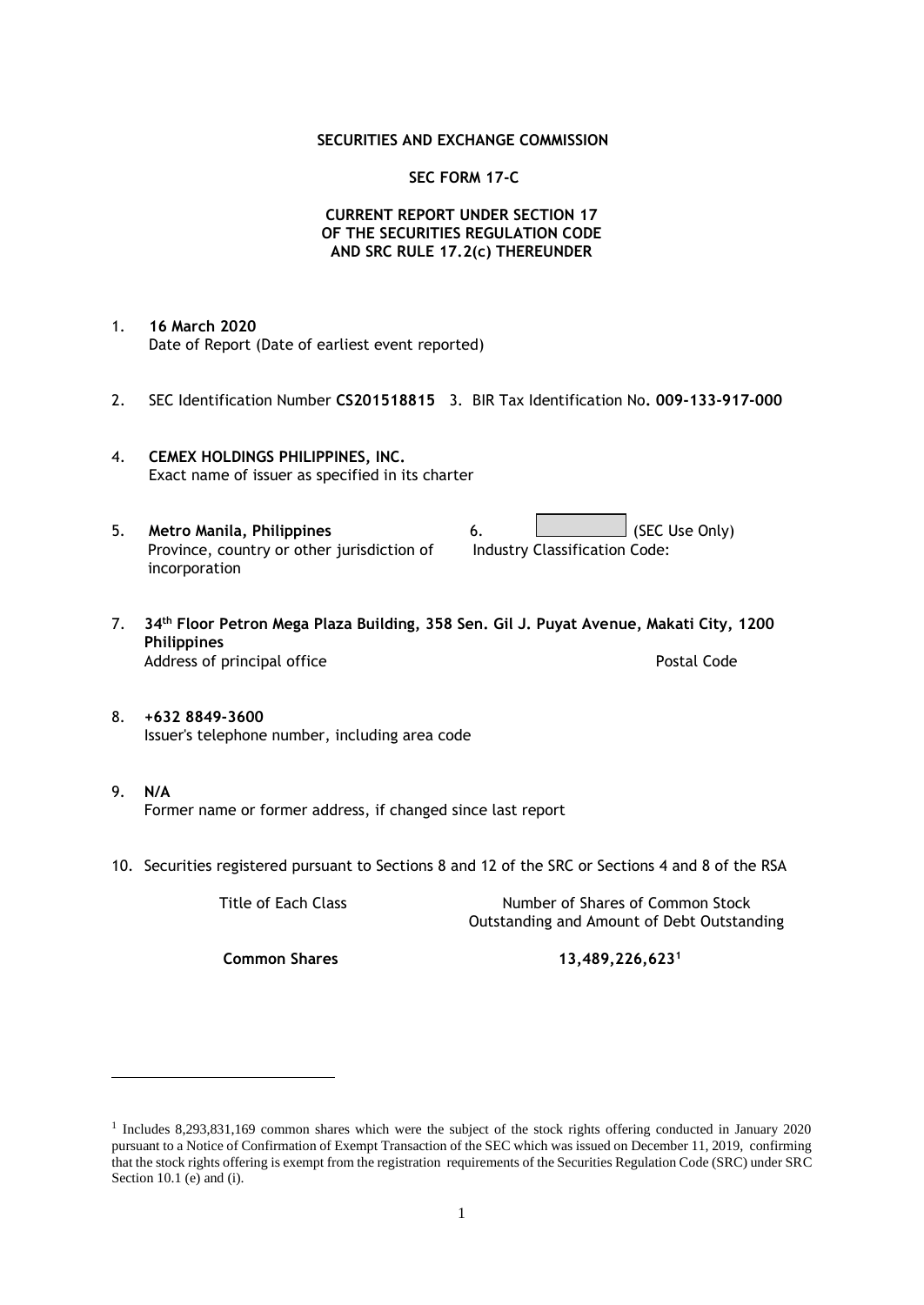**SECURITIES AND EXCHANGE COMMISSION**

**SEC FORM 17-C**

**CURRENT REPORT UNDER SECTION 17**
**OF THE SECURITIES REGULATION CODE**
**AND SRC RULE 17.2(c) THEREUNDER**

1. **16 March 2020**
   Date of Report (Date of earliest event reported)

2. SEC Identification Number **CS201518815** 3. BIR Tax Identification No**. 009-133-917-000**

4. **CEMEX HOLDINGS PHILIPPINES, INC.**
   Exact name of issuer as specified in its charter

5. **Metro Manila, Philippines**
   Province, country or other jurisdiction of incorporation

6. (SEC Use Only)
   Industry Classification Code:

7. **34th Floor Petron Mega Plaza Building, 358 Sen. Gil J. Puyat Avenue, Makati City, 1200 Philippines**
   Address of principal office Postal Code

8. **+632 8849-3600**
   Issuer's telephone number, including area code

9. **N/A**
   Former name or former address, if changed since last report

10. Securities registered pursuant to Sections 8 and 12 of the SRC or Sections 4 and 8 of the RSA

| Title of Each Class | Number of Shares of Common Stock Outstanding and Amount of Debt Outstanding |
|---|---|
| **Common Shares** | **13,489,226,623**[1] |

[1] Includes 8,293,831,169 common shares which were the subject of the stock rights offering conducted in January 2020 pursuant to a Notice of Confirmation of Exempt Transaction of the SEC which was issued on December 11, 2019, confirming that the stock rights offering is exempt from the registration requirements of the Securities Regulation Code (SRC) under SRC Section 10.1 (e) and (i).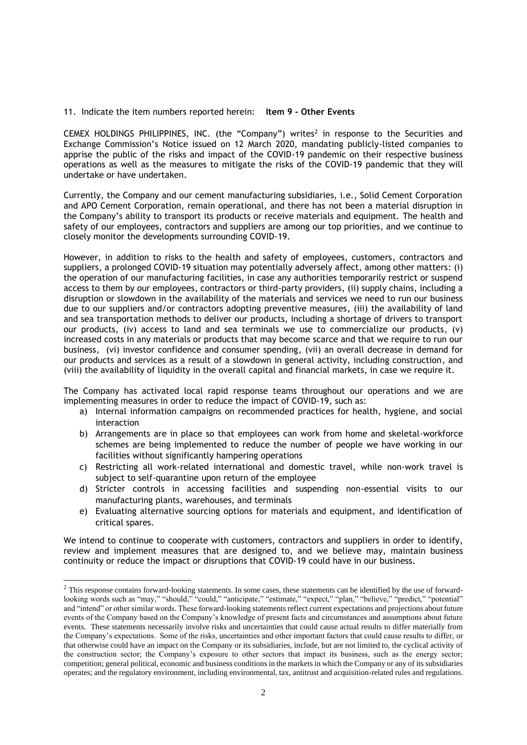11. Indicate the item numbers reported herein: **Item 9 - Other Events**

CEMEX HOLDINGS PHILIPPINES, INC. (the "Company") writes[2] in response to the Securities and Exchange Commission's Notice issued on 12 March 2020, mandating publicly-listed companies to apprise the public of the risks and impact of the COVID-19 pandemic on their respective business operations as well as the measures to mitigate the risks of the COVID-19 pandemic that they will undertake or have undertaken.

Currently, the Company and our cement manufacturing subsidiaries, i.e., Solid Cement Corporation and APO Cement Corporation, remain operational, and there has not been a material disruption in the Company's ability to transport its products or receive materials and equipment. The health and safety of our employees, contractors and suppliers are among our top priorities, and we continue to closely monitor the developments surrounding COVID-19.

However, in addition to risks to the health and safety of employees, customers, contractors and suppliers, a prolonged COVID-19 situation may potentially adversely affect, among other matters: (i) the operation of our manufacturing facilities, in case any authorities temporarily restrict or suspend access to them by our employees, contractors or third-party providers, (ii) supply chains, including a disruption or slowdown in the availability of the materials and services we need to run our business due to our suppliers and/or contractors adopting preventive measures, (iii) the availability of land and sea transportation methods to deliver our products, including a shortage of drivers to transport our products, (iv) access to land and sea terminals we use to commercialize our products, (v) increased costs in any materials or products that may become scarce and that we require to run our business, (vi) investor confidence and consumer spending, (vii) an overall decrease in demand for our products and services as a result of a slowdown in general activity, including construction, and (viii) the availability of liquidity in the overall capital and financial markets, in case we require it.

The Company has activated local rapid response teams throughout our operations and we are implementing measures in order to reduce the impact of COVID-19, such as:

a) Internal information campaigns on recommended practices for health, hygiene, and social interaction
b) Arrangements are in place so that employees can work from home and skeletal-workforce schemes are being implemented to reduce the number of people we have working in our facilities without significantly hampering operations
c) Restricting all work-related international and domestic travel, while non-work travel is subject to self-quarantine upon return of the employee
d) Stricter controls in accessing facilities and suspending non-essential visits to our manufacturing plants, warehouses, and terminals
e) Evaluating alternative sourcing options for materials and equipment, and identification of critical spares.

We intend to continue to cooperate with customers, contractors and suppliers in order to identify, review and implement measures that are designed to, and we believe may, maintain business continuity or reduce the impact or disruptions that COVID-19 could have in our business.

---

[2] This response contains forward-looking statements. In some cases, these statements can be identified by the use of forward-looking words such as "may," "should," "could," "anticipate," "estimate," "expect," "plan," "believe," "predict," "potential" and "intend" or other similar words. These forward-looking statements reflect current expectations and projections about future events of the Company based on the Company's knowledge of present facts and circumstances and assumptions about future events. These statements necessarily involve risks and uncertainties that could cause actual results to differ materially from the Company's expectations. Some of the risks, uncertainties and other important factors that could cause results to differ, or that otherwise could have an impact on the Company or its subsidiaries, include, but are not limited to, the cyclical activity of the construction sector; the Company's exposure to other sectors that impact its business, such as the energy sector; competition; general political, economic and business conditions in the markets in which the Company or any of its subsidiaries operates; and the regulatory environment, including environmental, tax, antitrust and acquisition-related rules and regulations.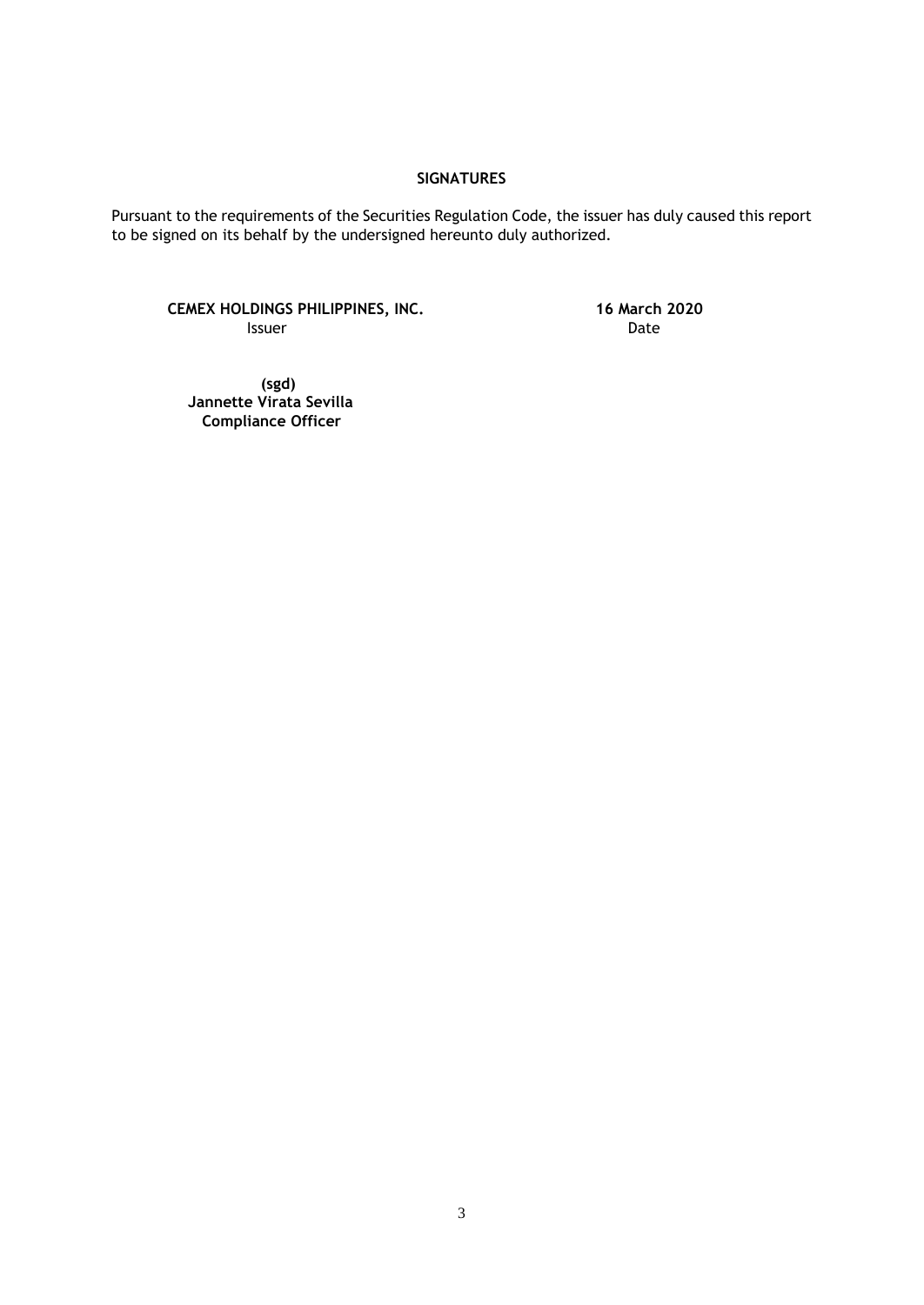**SIGNATURES**

Pursuant to the requirements of the Securities Regulation Code, the issuer has duly caused this report to be signed on its behalf by the undersigned hereunto duly authorized.

**CEMEX HOLDINGS PHILIPPINES, INC.**
Issuer

**16 March 2020**
Date

**(sgd)**
**Jannette Virata Sevilla**
**Compliance Officer**